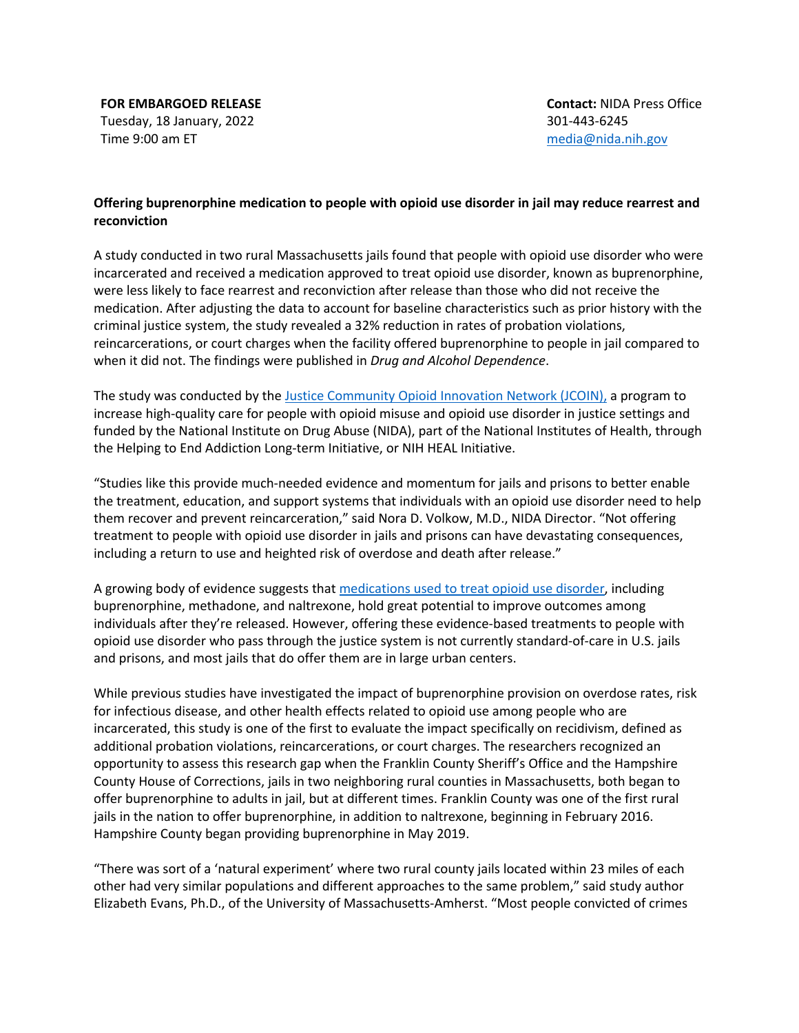**FOR EMBARGOED RELEASE**
Tuesday, 18 January, 2022
Time 9:00 am ET

**Contact:** NIDA Press Office
301-443-6245
media@nida.nih.gov

**Offering buprenorphine medication to people with opioid use disorder in jail may reduce rearrest and reconviction**

A study conducted in two rural Massachusetts jails found that people with opioid use disorder who were incarcerated and received a medication approved to treat opioid use disorder, known as buprenorphine, were less likely to face rearrest and reconviction after release than those who did not receive the medication. After adjusting the data to account for baseline characteristics such as prior history with the criminal justice system, the study revealed a 32% reduction in rates of probation violations, reincarcerations, or court charges when the facility offered buprenorphine to people in jail compared to when it did not. The findings were published in *Drug and Alcohol Dependence*.

The study was conducted by the Justice Community Opioid Innovation Network (JCOIN), a program to increase high-quality care for people with opioid misuse and opioid use disorder in justice settings and funded by the National Institute on Drug Abuse (NIDA), part of the National Institutes of Health, through the Helping to End Addiction Long-term Initiative, or NIH HEAL Initiative.

"Studies like this provide much-needed evidence and momentum for jails and prisons to better enable the treatment, education, and support systems that individuals with an opioid use disorder need to help them recover and prevent reincarceration," said Nora D. Volkow, M.D., NIDA Director. "Not offering treatment to people with opioid use disorder in jails and prisons can have devastating consequences, including a return to use and heighted risk of overdose and death after release."

A growing body of evidence suggests that medications used to treat opioid use disorder, including buprenorphine, methadone, and naltrexone, hold great potential to improve outcomes among individuals after they're released. However, offering these evidence-based treatments to people with opioid use disorder who pass through the justice system is not currently standard-of-care in U.S. jails and prisons, and most jails that do offer them are in large urban centers.

While previous studies have investigated the impact of buprenorphine provision on overdose rates, risk for infectious disease, and other health effects related to opioid use among people who are incarcerated, this study is one of the first to evaluate the impact specifically on recidivism, defined as additional probation violations, reincarcerations, or court charges. The researchers recognized an opportunity to assess this research gap when the Franklin County Sheriff's Office and the Hampshire County House of Corrections, jails in two neighboring rural counties in Massachusetts, both began to offer buprenorphine to adults in jail, but at different times. Franklin County was one of the first rural jails in the nation to offer buprenorphine, in addition to naltrexone, beginning in February 2016. Hampshire County began providing buprenorphine in May 2019.

"There was sort of a 'natural experiment' where two rural county jails located within 23 miles of each other had very similar populations and different approaches to the same problem," said study author Elizabeth Evans, Ph.D., of the University of Massachusetts-Amherst. "Most people convicted of crimes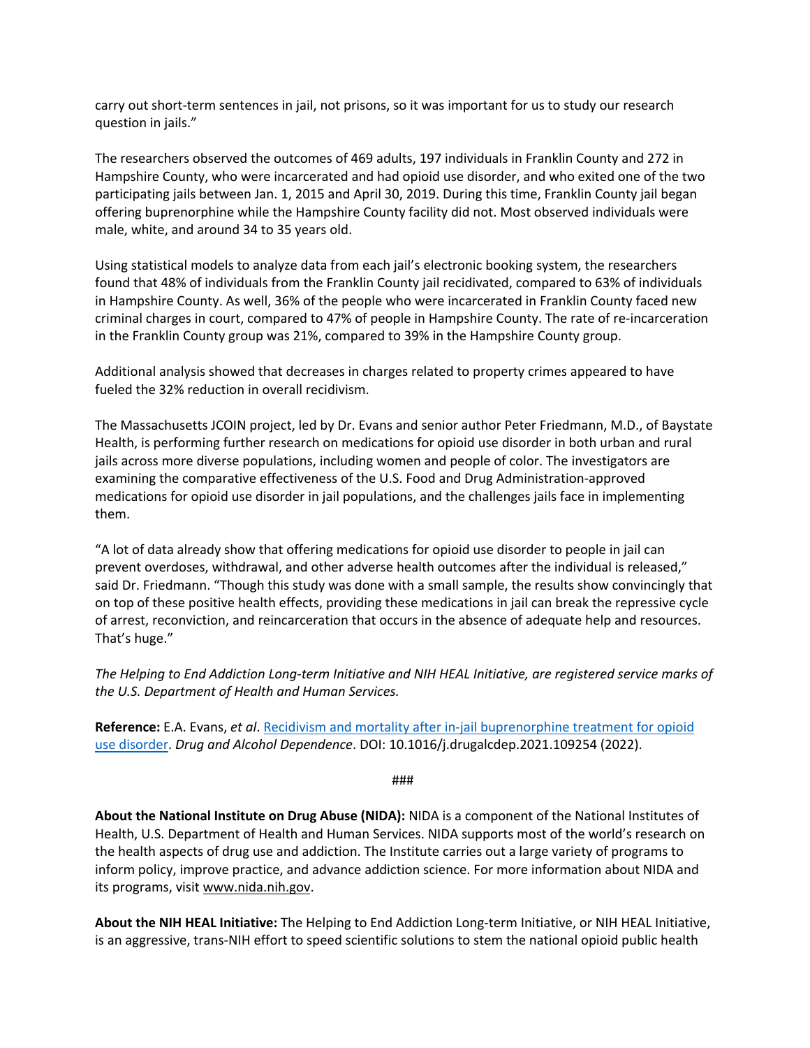carry out short-term sentences in jail, not prisons, so it was important for us to study our research question in jails."

The researchers observed the outcomes of 469 adults, 197 individuals in Franklin County and 272 in Hampshire County, who were incarcerated and had opioid use disorder, and who exited one of the two participating jails between Jan. 1, 2015 and April 30, 2019. During this time, Franklin County jail began offering buprenorphine while the Hampshire County facility did not. Most observed individuals were male, white, and around 34 to 35 years old.

Using statistical models to analyze data from each jail's electronic booking system, the researchers found that 48% of individuals from the Franklin County jail recidivated, compared to 63% of individuals in Hampshire County. As well, 36% of the people who were incarcerated in Franklin County faced new criminal charges in court, compared to 47% of people in Hampshire County. The rate of re-incarceration in the Franklin County group was 21%, compared to 39% in the Hampshire County group.

Additional analysis showed that decreases in charges related to property crimes appeared to have fueled the 32% reduction in overall recidivism.

The Massachusetts JCOIN project, led by Dr. Evans and senior author Peter Friedmann, M.D., of Baystate Health, is performing further research on medications for opioid use disorder in both urban and rural jails across more diverse populations, including women and people of color. The investigators are examining the comparative effectiveness of the U.S. Food and Drug Administration-approved medications for opioid use disorder in jail populations, and the challenges jails face in implementing them.

"A lot of data already show that offering medications for opioid use disorder to people in jail can prevent overdoses, withdrawal, and other adverse health outcomes after the individual is released," said Dr. Friedmann. "Though this study was done with a small sample, the results show convincingly that on top of these positive health effects, providing these medications in jail can break the repressive cycle of arrest, reconviction, and reincarceration that occurs in the absence of adequate help and resources. That's huge."

*The Helping to End Addiction Long-term Initiative and NIH HEAL Initiative, are registered service marks of the U.S. Department of Health and Human Services.*

**Reference:** E.A. Evans, *et al*. [Recidivism and mortality after in-jail buprenorphine treatment for opioid use disorder](). *Drug and Alcohol Dependence*. DOI: 10.1016/j.drugalcdep.2021.109254 (2022).

###

**About the National Institute on Drug Abuse (NIDA):** NIDA is a component of the National Institutes of Health, U.S. Department of Health and Human Services. NIDA supports most of the world's research on the health aspects of drug use and addiction. The Institute carries out a large variety of programs to inform policy, improve practice, and advance addiction science. For more information about NIDA and its programs, visit www.nida.nih.gov.

**About the NIH HEAL Initiative:** The Helping to End Addiction Long-term Initiative, or NIH HEAL Initiative, is an aggressive, trans-NIH effort to speed scientific solutions to stem the national opioid public health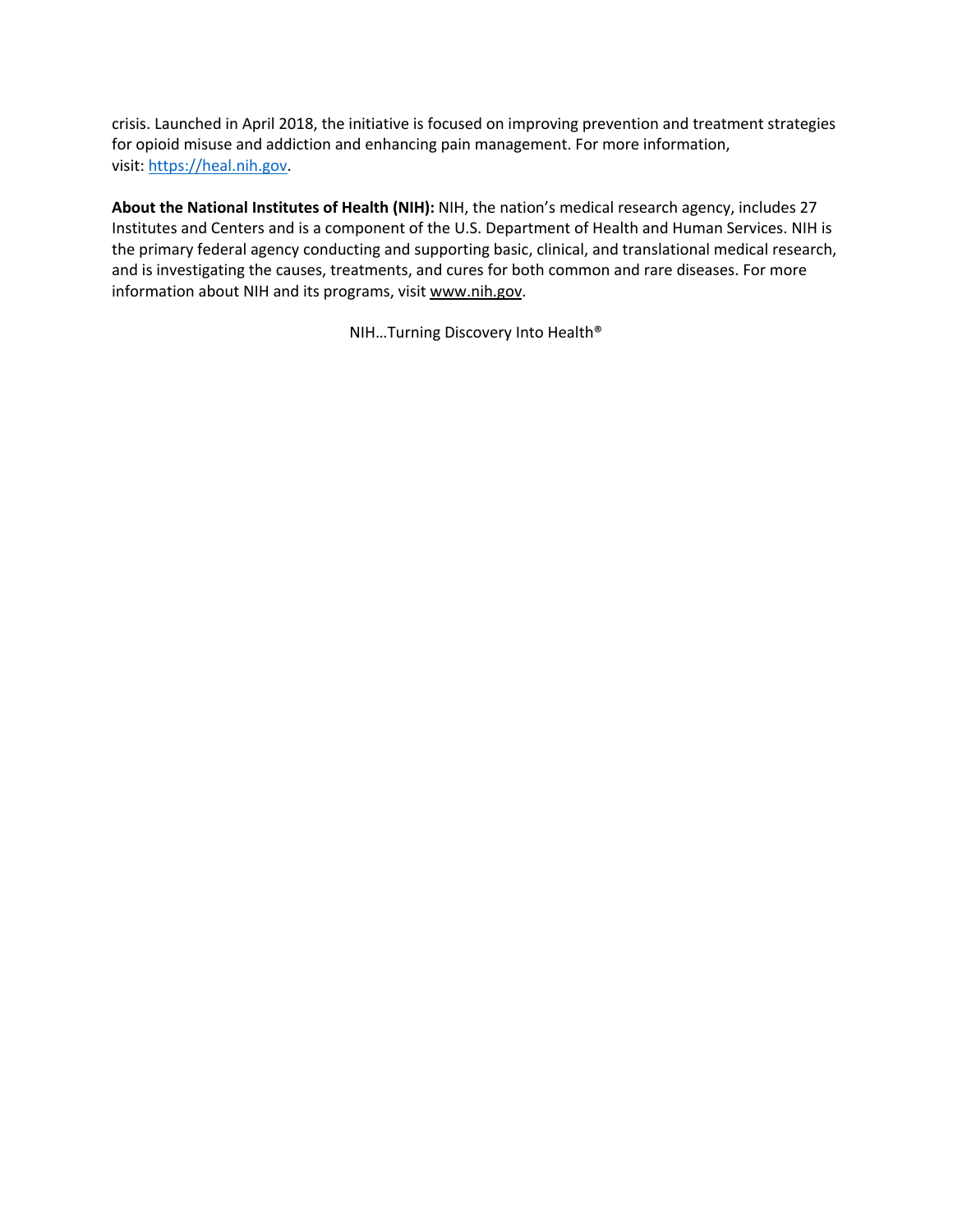crisis. Launched in April 2018, the initiative is focused on improving prevention and treatment strategies for opioid misuse and addiction and enhancing pain management. For more information, visit: https://heal.nih.gov.

**About the National Institutes of Health (NIH):** NIH, the nation's medical research agency, includes 27 Institutes and Centers and is a component of the U.S. Department of Health and Human Services. NIH is the primary federal agency conducting and supporting basic, clinical, and translational medical research, and is investigating the causes, treatments, and cures for both common and rare diseases. For more information about NIH and its programs, visit www.nih.gov.

NIH…Turning Discovery Into Health®